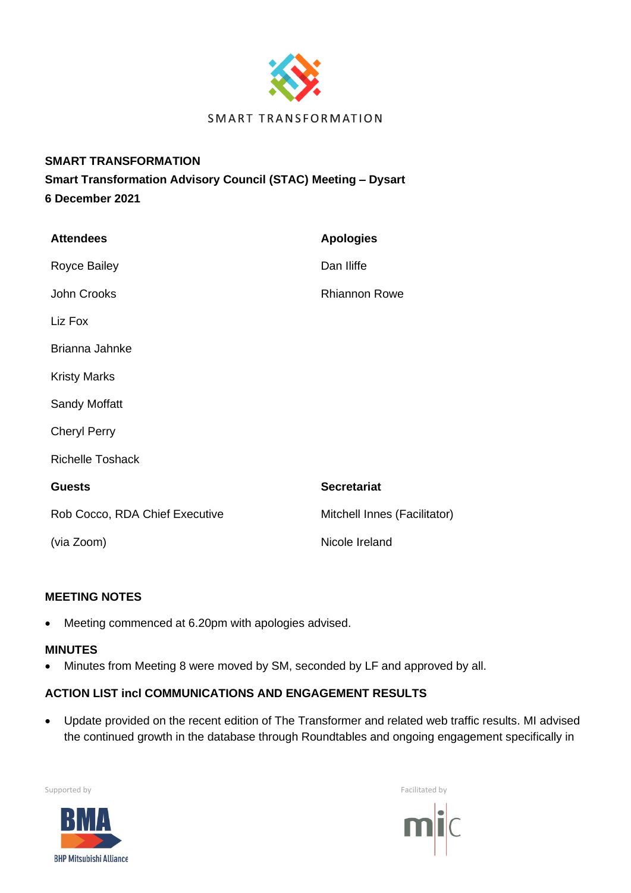SMART TRANSFORMATION

**SMART TRANSFORMATION**

**Smart Transformation Advisory Council (STAC) Meeting – Dysart**

**6 December 2021**

| **Attendees** | **Apologies** |
|---|---|
| Royce Bailey | Dan Iliffe |
| John Crooks | Rhiannon Rowe |
| Liz Fox | |
| Brianna Jahnke | |
| Kristy Marks | |
| Sandy Moffatt | |
| Cheryl Perry | |
| Richelle Toshack | |
| **Guests** | **Secretariat** |
| Rob Cocco, RDA Chief Executive | Mitchell Innes (Facilitator) |
| (via Zoom) | Nicole Ireland |

**MEETING NOTES**

- Meeting commenced at 6.20pm with apologies advised.

**MINUTES**

- Minutes from Meeting 8 were moved by SM, seconded by LF and approved by all.

**ACTION LIST incl COMMUNICATIONS AND ENGAGEMENT RESULTS**

- Update provided on the recent edition of The Transformer and related web traffic results. MI advised the continued growth in the database through Roundtables and ongoing engagement specifically in

Supported by

BMA
BHP Mitsubishi Alliance

Facilitated by

mic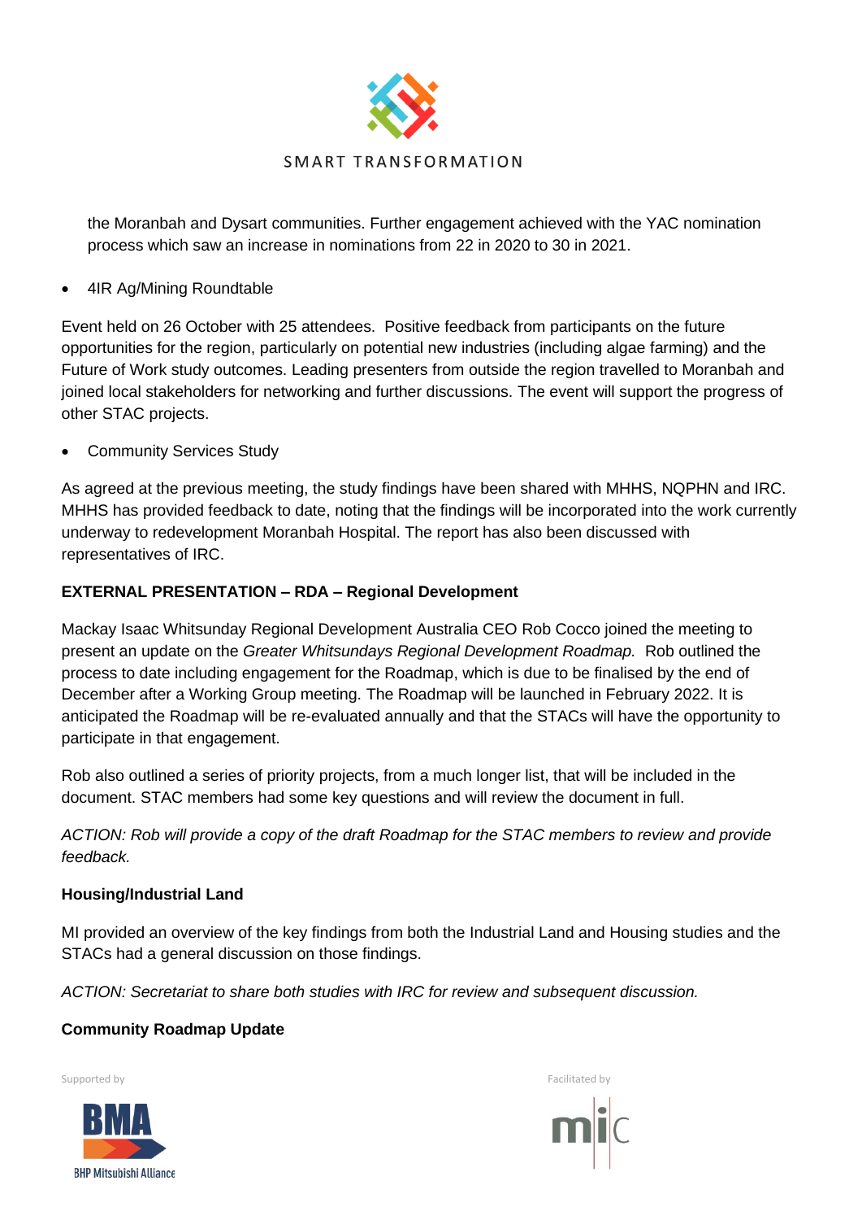the Moranbah and Dysart communities. Further engagement achieved with the YAC nomination process which saw an increase in nominations from 22 in 2020 to 30 in 2021.

- 4IR Ag/Mining Roundtable

Event held on 26 October with 25 attendees. Positive feedback from participants on the future opportunities for the region, particularly on potential new industries (including algae farming) and the Future of Work study outcomes. Leading presenters from outside the region travelled to Moranbah and joined local stakeholders for networking and further discussions. The event will support the progress of other STAC projects.

- Community Services Study

As agreed at the previous meeting, the study findings have been shared with MHHS, NQPHN and IRC. MHHS has provided feedback to date, noting that the findings will be incorporated into the work currently underway to redevelopment Moranbah Hospital. The report has also been discussed with representatives of IRC.

**EXTERNAL PRESENTATION – RDA – Regional Development**

Mackay Isaac Whitsunday Regional Development Australia CEO Rob Cocco joined the meeting to present an update on the *Greater Whitsundays Regional Development Roadmap.* Rob outlined the process to date including engagement for the Roadmap, which is due to be finalised by the end of December after a Working Group meeting. The Roadmap will be launched in February 2022. It is anticipated the Roadmap will be re-evaluated annually and that the STACs will have the opportunity to participate in that engagement.

Rob also outlined a series of priority projects, from a much longer list, that will be included in the document. STAC members had some key questions and will review the document in full.

*ACTION: Rob will provide a copy of the draft Roadmap for the STAC members to review and provide feedback.*

**Housing/Industrial Land**

MI provided an overview of the key findings from both the Industrial Land and Housing studies and the STACs had a general discussion on those findings.

*ACTION: Secretariat to share both studies with IRC for review and subsequent discussion.*

**Community Roadmap Update**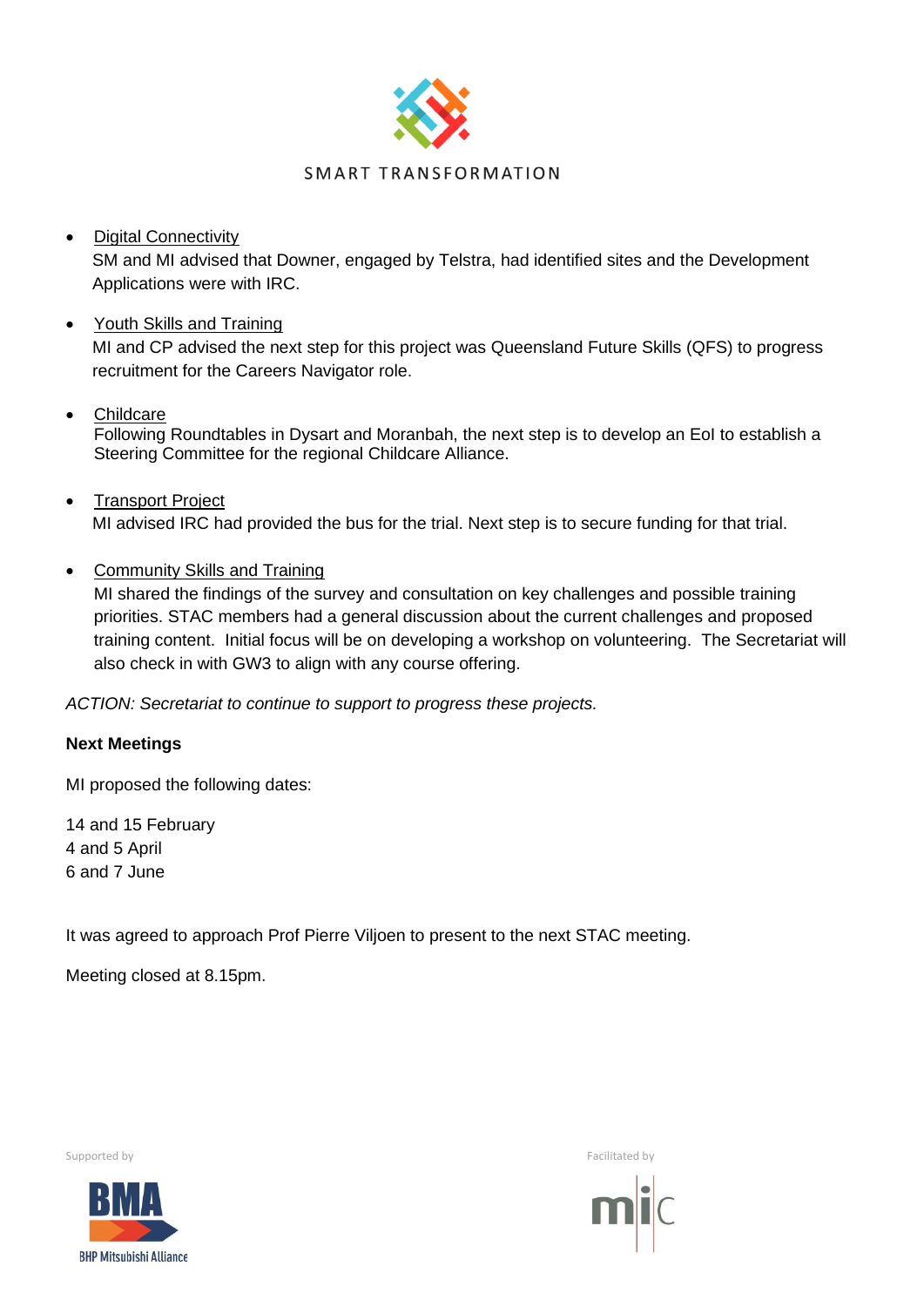- Digital Connectivity
  SM and MI advised that Downer, engaged by Telstra, had identified sites and the Development Applications were with IRC.

- Youth Skills and Training
  MI and CP advised the next step for this project was Queensland Future Skills (QFS) to progress recruitment for the Careers Navigator role.

- Childcare
  Following Roundtables in Dysart and Moranbah, the next step is to develop an EoI to establish a Steering Committee for the regional Childcare Alliance.

- Transport Project
  MI advised IRC had provided the bus for the trial. Next step is to secure funding for that trial.

- Community Skills and Training
  MI shared the findings of the survey and consultation on key challenges and possible training priorities. STAC members had a general discussion about the current challenges and proposed training content. Initial focus will be on developing a workshop on volunteering. The Secretariat will also check in with GW3 to align with any course offering.

*ACTION: Secretariat to continue to support to progress these projects.*

**Next Meetings**

MI proposed the following dates:

14 and 15 February
4 and 5 April
6 and 7 June

It was agreed to approach Prof Pierre Viljoen to present to the next STAC meeting.

Meeting closed at 8.15pm.